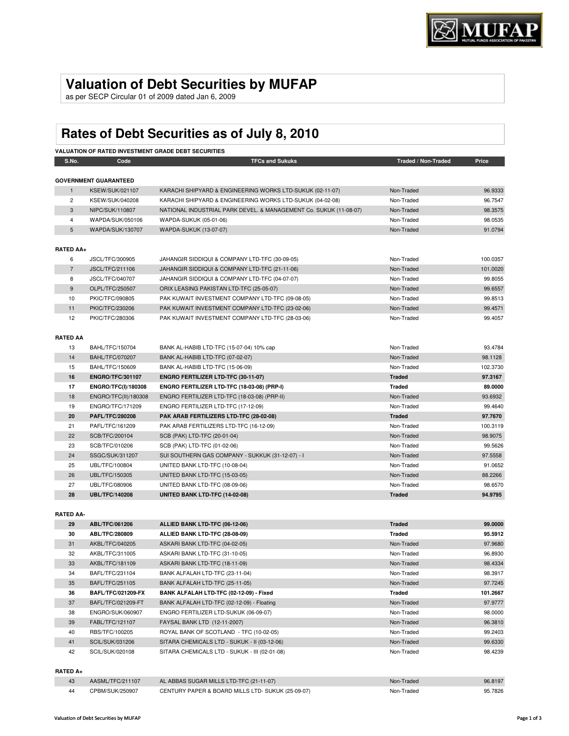# Valuation of Debt Securities by MUFAP

as per SECP Circular 01 of 2009 dated Jan 6, 2009

# Rates of Debt Securities as of July 8, 2010

**VALUATION OF RATED INVESTMENT GRADE DEBT SECURITIES**

| S.No. | Code | TFCs and Sukuks | Traded / Non-Traded | Price |
|---|---|---|---|---|
| **GOVERNMENT GUARANTEED** | | | | |
| 1 | KSEW/SUK/021107 | KARACHI SHIPYARD & ENGINEERING WORKS LTD-SUKUK (02-11-07) | Non-Traded | 96.9333 |
| 2 | KSEW/SUK/040208 | KARACHI SHIPYARD & ENGINEERING WORKS LTD-SUKUK (04-02-08) | Non-Traded | 96.7547 |
| 3 | NIPC/SUK/110807 | NATIONAL INDUSTRIAL PARK DEVEL. & MANAGEMENT Co. SUKUK (11-08-07) | Non-Traded | 98.3575 |
| 4 | WAPDA/SUK/050106 | WAPDA-SUKUK (05-01-06) | Non-Traded | 98.0535 |
| 5 | WAPDA/SUK/130707 | WAPDA-SUKUK (13-07-07) | Non-Traded | 91.0794 |
| **RATED AA+** | | | | |
| 6 | JSCL/TFC/300905 | JAHANGIR SIDDIQUI & COMPANY LTD-TFC (30-09-05) | Non-Traded | 100.0357 |
| 7 | JSCL/TFC/211106 | JAHANGIR SIDDIQUI & COMPANY LTD-TFC (21-11-06) | Non-Traded | 101.0020 |
| 8 | JSCL/TFC/040707 | JAHANGIR SIDDIQUI & COMPANY LTD-TFC (04-07-07) | Non-Traded | 99.8055 |
| 9 | OLPL/TFC/250507 | ORIX LEASING PAKISTAN LTD-TFC (25-05-07) | Non-Traded | 99.6557 |
| 10 | PKIC/TFC/090805 | PAK KUWAIT INVESTMENT COMPANY LTD-TFC (09-08-05) | Non-Traded | 99.8513 |
| 11 | PKIC/TFC/230206 | PAK KUWAIT INVESTMENT COMPANY LTD-TFC (23-02-06) | Non-Traded | 99.4571 |
| 12 | PKIC/TFC/280306 | PAK KUWAIT INVESTMENT COMPANY LTD-TFC (28-03-06) | Non-Traded | 99.4057 |
| **RATED AA** | | | | |
| 13 | BAHL/TFC/150704 | BANK AL-HABIB LTD-TFC (15-07-04) 10% cap | Non-Traded | 93.4784 |
| 14 | BAHL/TFC/070207 | BANK AL-HABIB LTD-TFC (07-02-07) | Non-Traded | 98.1128 |
| 15 | BAHL/TFC/150609 | BANK AL-HABIB LTD-TFC (15-06-09) | Non-Traded | 102.3730 |
| **16** | **ENGRO/TFC/301107** | **ENGRO FERTILIZER LTD-TFC (30-11-07)** | **Traded** | **97.3167** |
| **17** | **ENGRO/TFC(I)/180308** | **ENGRO FERTILIZER LTD-TFC (18-03-08) (PRP-I)** | **Traded** | **89.0000** |
| 18 | ENGRO/TFC(II)/180308 | ENGRO FERTILIZER LTD-TFC (18-03-08) (PRP-II) | Non-Traded | 93.6932 |
| 19 | ENGRO/TFC/171209 | ENGRO FERTILIZER LTD-TFC (17-12-09) | Non-Traded | 99.4640 |
| **20** | **PAFL/TFC/280208** | **PAK ARAB FERTILIZERS LTD-TFC (28-02-08)** | **Traded** | **97.7670** |
| 21 | PAFL/TFC/161209 | PAK ARAB FERTILIZERS LTD-TFC (16-12-09) | Non-Traded | 100.3119 |
| 22 | SCB/TFC/200104 | SCB (PAK) LTD-TFC (20-01-04) | Non-Traded | 98.9075 |
| 23 | SCB/TFC/010206 | SCB (PAK) LTD-TFC (01-02-06) | Non-Traded | 99.5626 |
| 24 | SSGC/SUK/311207 | SUI SOUTHERN GAS COMPANY - SUKKUK (31-12-07) - I | Non-Traded | 97.5558 |
| 25 | UBL/TFC/100804 | UNITED BANK LTD-TFC (10-08-04) | Non-Traded | 91.0652 |
| 26 | UBL/TFC/150305 | UNITED BANK LTD-TFC (15-03-05) | Non-Traded | 88.2266 |
| 27 | UBL/TFC/080906 | UNITED BANK LTD-TFC (08-09-06) | Non-Traded | 98.6570 |
| **28** | **UBL/TFC/140208** | **UNITED BANK LTD-TFC (14-02-08)** | **Traded** | **94.9795** |
| **RATED AA-** | | | | |
| **29** | **ABL/TFC/061206** | **ALLIED BANK LTD-TFC (06-12-06)** | **Traded** | **99.0000** |
| **30** | **ABL/TFC/280809** | **ALLIED BANK LTD-TFC (28-08-09)** | **Traded** | **95.5912** |
| 31 | AKBL/TFC/040205 | ASKARI BANK LTD-TFC (04-02-05) | Non-Traded | 97.9680 |
| 32 | AKBL/TFC/311005 | ASKARI BANK LTD-TFC (31-10-05) | Non-Traded | 96.8930 |
| 33 | AKBL/TFC/181109 | ASKARI BANK LTD-TFC (18-11-09) | Non-Traded | 98.4334 |
| 34 | BAFL/TFC/231104 | BANK ALFALAH LTD-TFC (23-11-04) | Non-Traded | 98.3917 |
| 35 | BAFL/TFC/251105 | BANK ALFALAH LTD-TFC (25-11-05) | Non-Traded | 97.7245 |
| **36** | **BAFL/TFC/021209-FX** | **BANK ALFALAH LTD-TFC (02-12-09) - Fixed** | **Traded** | **101.2667** |
| 37 | BAFL/TFC/021209-FT | BANK ALFALAH LTD-TFC (02-12-09) - Floating | Non-Traded | 97.9777 |
| 38 | ENGRO/SUK/060907 | ENGRO FERTILIZER LTD-SUKUK (06-09-07) | Non-Traded | 98.0000 |
| 39 | FABL/TFC/121107 | FAYSAL BANK LTD (12-11-2007) | Non-Traded | 96.3810 |
| 40 | RBS/TFC/100205 | ROYAL BANK OF SCOTLAND - TFC (10-02-05) | Non-Traded | 99.2403 |
| 41 | SCIL/SUK/031206 | SITARA CHEMICALS LTD - SUKUK - II (03-12-06) | Non-Traded | 99.6330 |
| 42 | SCIL/SUK/020108 | SITARA CHEMICALS LTD - SUKUK - III (02-01-08) | Non-Traded | 98.4239 |
| **RATED A+** | | | | |
| 43 | AASML/TFC/211107 | AL ABBAS SUGAR MILLS LTD-TFC (21-11-07) | Non-Traded | 96.8197 |
| 44 | CPBM/SUK/250907 | CENTURY PAPER & BOARD MILLS LTD- SUKUK (25-09-07) | Non-Traded | 95.7826 |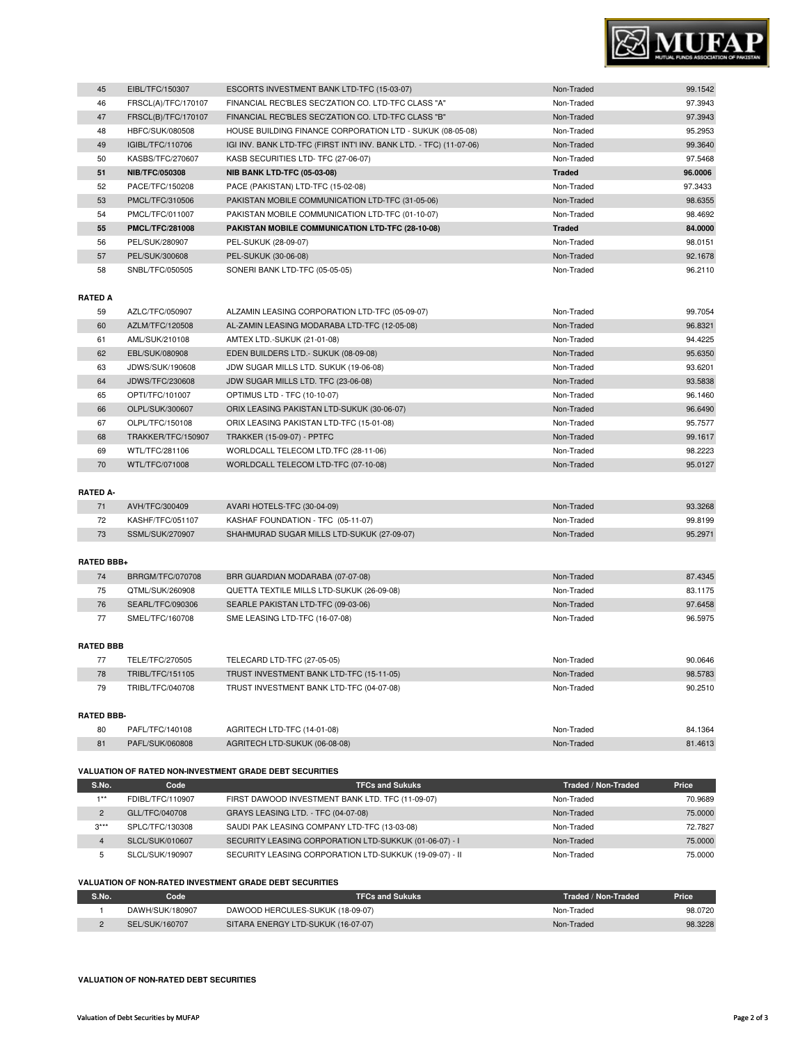| | | | | |
|---|---|---|---|---|
| 45 | EIBL/TFC/150307 | ESCORTS INVESTMENT BANK LTD-TFC (15-03-07) | Non-Traded | 99.1542 |
| 46 | FRSCL(A)/TFC/170107 | FINANCIAL REC'BLES SEC'ZATION CO. LTD-TFC CLASS "A" | Non-Traded | 97.3943 |
| 47 | FRSCL(B)/TFC/170107 | FINANCIAL REC'BLES SEC'ZATION CO. LTD-TFC CLASS "B" | Non-Traded | 97.3943 |
| 48 | HBFC/SUK/080508 | HOUSE BUILDING FINANCE CORPORATION LTD - SUKUK (08-05-08) | Non-Traded | 95.2953 |
| 49 | IGIBL/TFC/110706 | IGI INV. BANK LTD-TFC (FIRST INT'l INV. BANK LTD. - TFC) (11-07-06) | Non-Traded | 99.3640 |
| 50 | KASBS/TFC/270607 | KASB SECURITIES LTD- TFC (27-06-07) | Non-Traded | 97.5468 |
| **51** | **NIB/TFC/050308** | **NIB BANK LTD-TFC (05-03-08)** | **Traded** | **96.0006** |
| 52 | PACE/TFC/150208 | PACE (PAKISTAN) LTD-TFC (15-02-08) | Non-Traded | 97.3433 |
| 53 | PMCL/TFC/310506 | PAKISTAN MOBILE COMMUNICATION LTD-TFC (31-05-06) | Non-Traded | 98.6355 |
| 54 | PMCL/TFC/011007 | PAKISTAN MOBILE COMMUNICATION LTD-TFC (01-10-07) | Non-Traded | 98.4692 |
| **55** | **PMCL/TFC/281008** | **PAKISTAN MOBILE COMMUNICATION LTD-TFC (28-10-08)** | **Traded** | **84.0000** |
| 56 | PEL/SUK/280907 | PEL-SUKUK (28-09-07) | Non-Traded | 98.0151 |
| 57 | PEL/SUK/300608 | PEL-SUKUK (30-06-08) | Non-Traded | 92.1678 |
| 58 | SNBL/TFC/050505 | SONERI BANK LTD-TFC (05-05-05) | Non-Traded | 96.2110 |

**RATED A**

| | | | | |
|---|---|---|---|---|
| 59 | AZLC/TFC/050907 | ALZAMIN LEASING CORPORATION LTD-TFC (05-09-07) | Non-Traded | 99.7054 |
| 60 | AZLM/TFC/120508 | AL-ZAMIN LEASING MODARABA LTD-TFC (12-05-08) | Non-Traded | 96.8321 |
| 61 | AML/SUK/210108 | AMTEX LTD.-SUKUK (21-01-08) | Non-Traded | 94.4225 |
| 62 | EBL/SUK/080908 | EDEN BUILDERS LTD.- SUKUK (08-09-08) | Non-Traded | 95.6350 |
| 63 | JDWS/SUK/190608 | JDW SUGAR MILLS LTD. SUKUK (19-06-08) | Non-Traded | 93.6201 |
| 64 | JDWS/TFC/230608 | JDW SUGAR MILLS LTD. TFC (23-06-08) | Non-Traded | 93.5838 |
| 65 | OPTI/TFC/101007 | OPTIMUS LTD - TFC (10-10-07) | Non-Traded | 96.1460 |
| 66 | OLPL/SUK/300607 | ORIX LEASING PAKISTAN LTD-SUKUK (30-06-07) | Non-Traded | 96.6490 |
| 67 | OLPL/TFC/150108 | ORIX LEASING PAKISTAN LTD-TFC (15-01-08) | Non-Traded | 95.7577 |
| 68 | TRAKKER/TFC/150907 | TRAKKER (15-09-07) - PPTFC | Non-Traded | 99.1617 |
| 69 | WTL/TFC/281106 | WORLDCALL TELECOM LTD.TFC (28-11-06) | Non-Traded | 98.2223 |
| 70 | WTL/TFC/071008 | WORLDCALL TELECOM LTD-TFC (07-10-08) | Non-Traded | 95.0127 |

**RATED A-**

| | | | | |
|---|---|---|---|---|
| 71 | AVH/TFC/300409 | AVARI HOTELS-TFC (30-04-09) | Non-Traded | 93.3268 |
| 72 | KASHF/TFC/051107 | KASHAF FOUNDATION - TFC (05-11-07) | Non-Traded | 99.8199 |
| 73 | SSML/SUK/270907 | SHAHMURAD SUGAR MILLS LTD-SUKUK (27-09-07) | Non-Traded | 95.2971 |

**RATED BBB+**

| | | | | |
|---|---|---|---|---|
| 74 | BRRGM/TFC/070708 | BRR GUARDIAN MODARABA (07-07-08) | Non-Traded | 87.4345 |
| 75 | QTML/SUK/260908 | QUETTA TEXTILE MILLS LTD-SUKUK (26-09-08) | Non-Traded | 83.1175 |
| 76 | SEARL/TFC/090306 | SEARLE PAKISTAN LTD-TFC (09-03-06) | Non-Traded | 97.6458 |
| 77 | SMEL/TFC/160708 | SME LEASING LTD-TFC (16-07-08) | Non-Traded | 96.5975 |

**RATED BBB**

| | | | | |
|---|---|---|---|---|
| 77 | TELE/TFC/270505 | TELECARD LTD-TFC (27-05-05) | Non-Traded | 90.0646 |
| 78 | TRIBL/TFC/151105 | TRUST INVESTMENT BANK LTD-TFC (15-11-05) | Non-Traded | 98.5783 |
| 79 | TRIBL/TFC/040708 | TRUST INVESTMENT BANK LTD-TFC (04-07-08) | Non-Traded | 90.2510 |

**RATED BBB-**

| | | | | |
|---|---|---|---|---|
| 80 | PAFL/TFC/140108 | AGRITECH LTD-TFC (14-01-08) | Non-Traded | 84.1364 |
| 81 | PAFL/SUK/060808 | AGRITECH LTD-SUKUK (06-08-08) | Non-Traded | 81.4613 |

**VALUATION OF RATED NON-INVESTMENT GRADE DEBT SECURITIES**

| S.No. | Code | TFCs and Sukuks | Traded / Non-Traded | Price |
|---|---|---|---|---|
| 1** | FDIBL/TFC/110907 | FIRST DAWOOD INVESTMENT BANK LTD. TFC (11-09-07) | Non-Traded | 70.9689 |
| 2 | GLL/TFC/040708 | GRAYS LEASING LTD. - TFC (04-07-08) | Non-Traded | 75.0000 |
| 3*** | SPLC/TFC/130308 | SAUDI PAK LEASING COMPANY LTD-TFC (13-03-08) | Non-Traded | 72.7827 |
| 4 | SLCL/SUK/010607 | SECURITY LEASING CORPORATION LTD-SUKKUK (01-06-07) - I | Non-Traded | 75.0000 |
| 5 | SLCL/SUK/190907 | SECURITY LEASING CORPORATION LTD-SUKKUK (19-09-07) - II | Non-Traded | 75.0000 |

**VALUATION OF NON-RATED INVESTMENT GRADE DEBT SECURITIES**

| S.No. | Code | TFCs and Sukuks | Traded / Non-Traded | Price |
|---|---|---|---|---|
| 1 | DAWH/SUK/180907 | DAWOOD HERCULES-SUKUK (18-09-07) | Non-Traded | 98.0720 |
| 2 | SEL/SUK/160707 | SITARA ENERGY LTD-SUKUK (16-07-07) | Non-Traded | 98.3228 |

**VALUATION OF NON-RATED DEBT SECURITIES**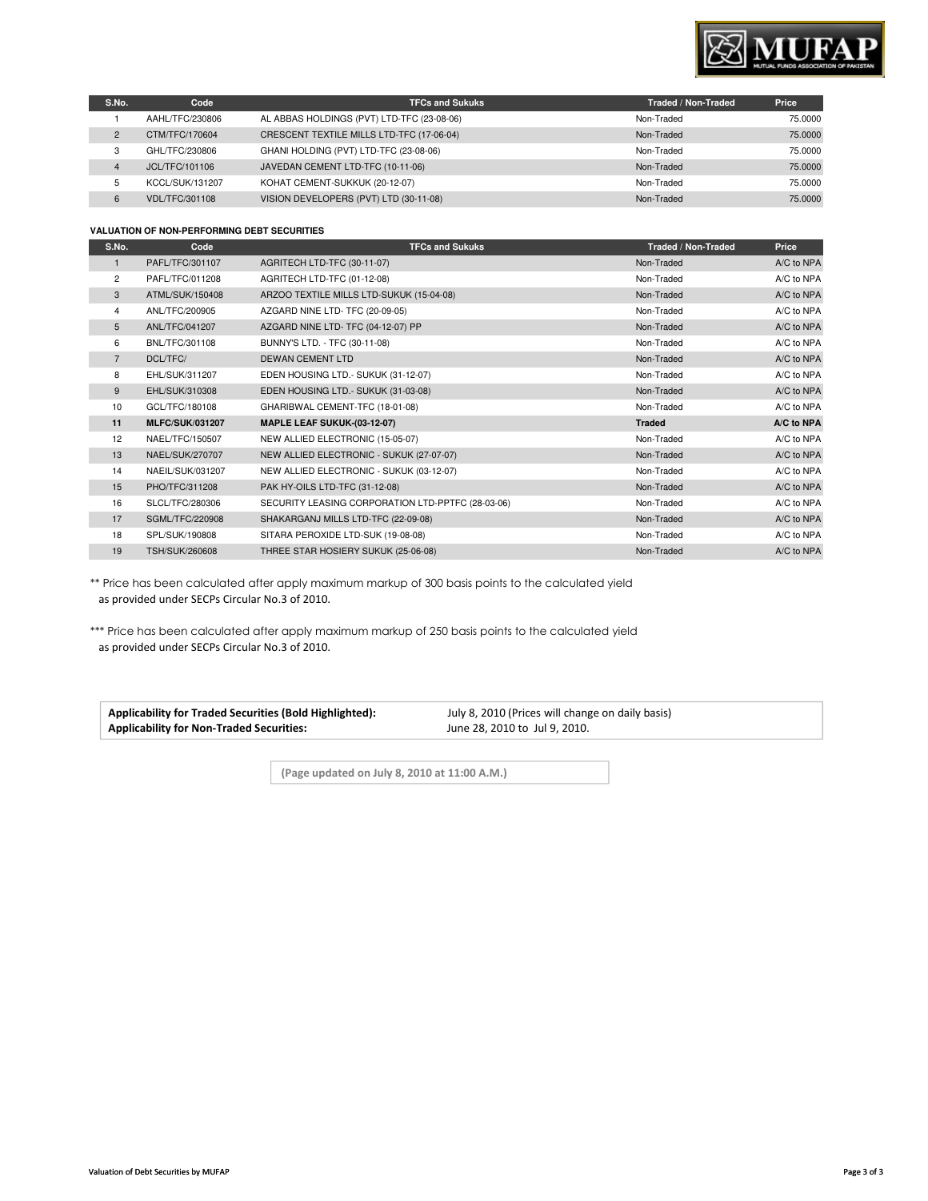| S.No. | Code | TFCs and Sukuks | Traded / Non-Traded | Price |
|---|---|---|---|---|
| 1 | AAHL/TFC/230806 | AL ABBAS HOLDINGS (PVT) LTD-TFC (23-08-06) | Non-Traded | 75.0000 |
| 2 | CTM/TFC/170604 | CRESCENT TEXTILE MILLS LTD-TFC (17-06-04) | Non-Traded | 75.0000 |
| 3 | GHL/TFC/230806 | GHANI HOLDING (PVT) LTD-TFC (23-08-06) | Non-Traded | 75.0000 |
| 4 | JCL/TFC/101106 | JAVEDAN CEMENT LTD-TFC (10-11-06) | Non-Traded | 75.0000 |
| 5 | KCCL/SUK/131207 | KOHAT CEMENT-SUKKUK (20-12-07) | Non-Traded | 75.0000 |
| 6 | VDL/TFC/301108 | VISION DEVELOPERS (PVT) LTD (30-11-08) | Non-Traded | 75.0000 |

**VALUATION OF NON-PERFORMING DEBT SECURITIES**

| S.No. | Code | TFCs and Sukuks | Traded / Non-Traded | Price |
|---|---|---|---|---|
| 1 | PAFL/TFC/301107 | AGRITECH LTD-TFC (30-11-07) | Non-Traded | A/C to NPA |
| 2 | PAFL/TFC/011208 | AGRITECH LTD-TFC (01-12-08) | Non-Traded | A/C to NPA |
| 3 | ATML/SUK/150408 | ARZOO TEXTILE MILLS LTD-SUKUK (15-04-08) | Non-Traded | A/C to NPA |
| 4 | ANL/TFC/200905 | AZGARD NINE LTD- TFC (20-09-05) | Non-Traded | A/C to NPA |
| 5 | ANL/TFC/041207 | AZGARD NINE LTD- TFC (04-12-07) PP | Non-Traded | A/C to NPA |
| 6 | BNL/TFC/301108 | BUNNY'S LTD. - TFC (30-11-08) | Non-Traded | A/C to NPA |
| 7 | DCL/TFC/ | DEWAN CEMENT LTD | Non-Traded | A/C to NPA |
| 8 | EHL/SUK/311207 | EDEN HOUSING LTD.- SUKUK (31-12-07) | Non-Traded | A/C to NPA |
| 9 | EHL/SUK/310308 | EDEN HOUSING LTD.- SUKUK (31-03-08) | Non-Traded | A/C to NPA |
| 10 | GCL/TFC/180108 | GHARIBWAL CEMENT-TFC (18-01-08) | Non-Traded | A/C to NPA |
| **11** | **MLFC/SUK/031207** | **MAPLE LEAF SUKUK-(03-12-07)** | **Traded** | **A/C to NPA** |
| 12 | NAEL/TFC/150507 | NEW ALLIED ELECTRONIC (15-05-07) | Non-Traded | A/C to NPA |
| 13 | NAEL/SUK/270707 | NEW ALLIED ELECTRONIC - SUKUK (27-07-07) | Non-Traded | A/C to NPA |
| 14 | NAEIL/SUK/031207 | NEW ALLIED ELECTRONIC - SUKUK (03-12-07) | Non-Traded | A/C to NPA |
| 15 | PHO/TFC/311208 | PAK HY-OILS LTD-TFC (31-12-08) | Non-Traded | A/C to NPA |
| 16 | SLCL/TFC/280306 | SECURITY LEASING CORPORATION LTD-PPTFC (28-03-06) | Non-Traded | A/C to NPA |
| 17 | SGML/TFC/220908 | SHAKARGANJ MILLS LTD-TFC (22-09-08) | Non-Traded | A/C to NPA |
| 18 | SPL/SUK/190808 | SITARA PEROXIDE LTD-SUK (19-08-08) | Non-Traded | A/C to NPA |
| 19 | TSH/SUK/260608 | THREE STAR HOSIERY SUKUK (25-06-08) | Non-Traded | A/C to NPA |

** Price has been calculated after apply maximum markup of 300 basis points to the calculated yield as provided under SECPs Circular No.3 of 2010.

*** Price has been calculated after apply maximum markup of 250 basis points to the calculated yield as provided under SECPs Circular No.3 of 2010.

| | |
|---|---|
| **Applicability for Traded Securities (Bold Highlighted):** | July 8, 2010 (Prices will change on daily basis) |
| **Applicability for Non-Traded Securities:** | June 28, 2010 to Jul 9, 2010. |

**(Page updated on July 8, 2010 at 11:00 A.M.)**